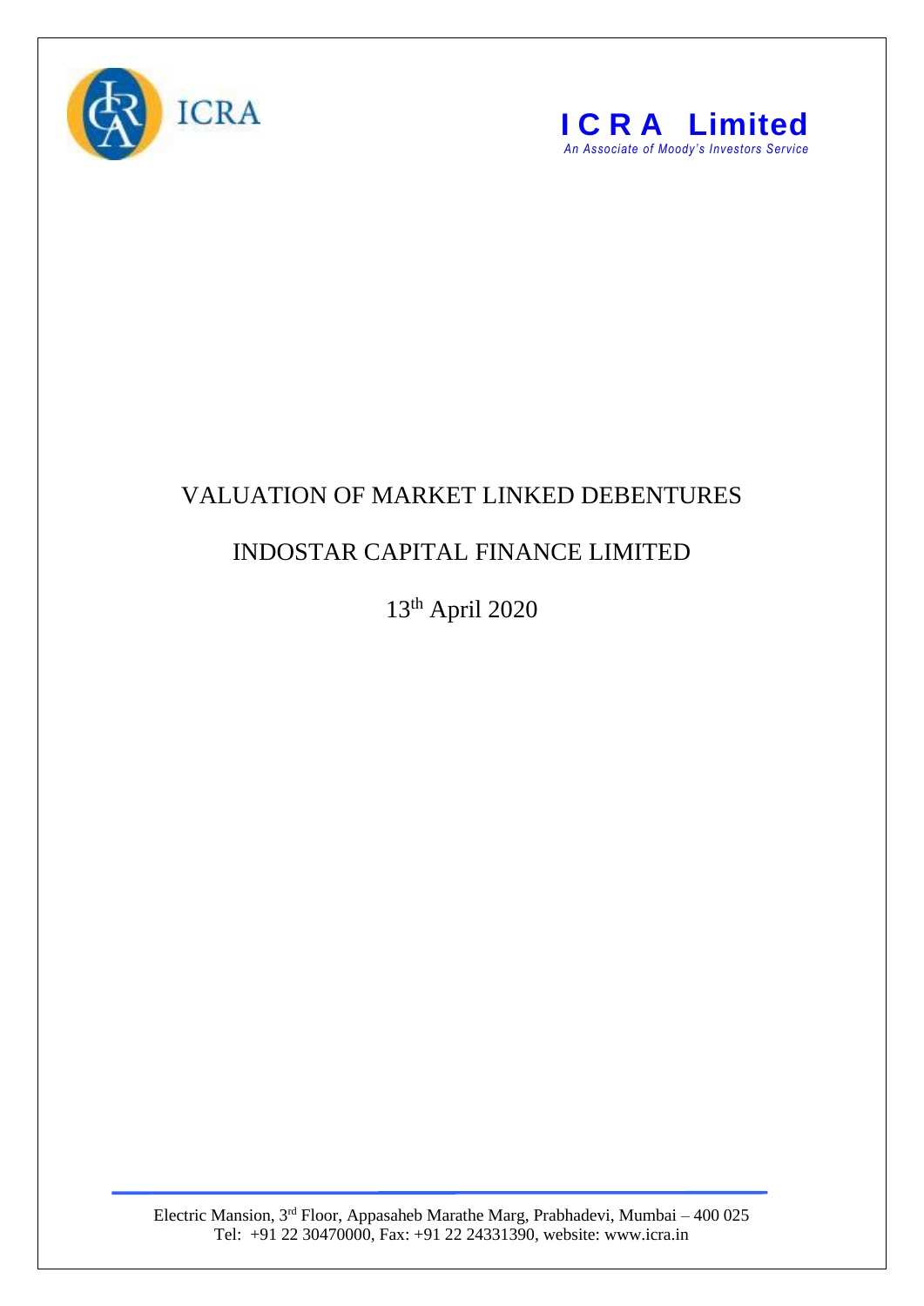ICRA

**ICRA Limited**

*An Associate of Moody's Investors Service*

# VALUATION OF MARKET LINKED DEBENTURES

## INDOSTAR CAPITAL FINANCE LIMITED

13th April 2020

Electric Mansion, 3rd Floor, Appasaheb Marathe Marg, Prabhadevi, Mumbai – 400 025
Tel: +91 22 30470000, Fax: +91 22 24331390, website: www.icra.in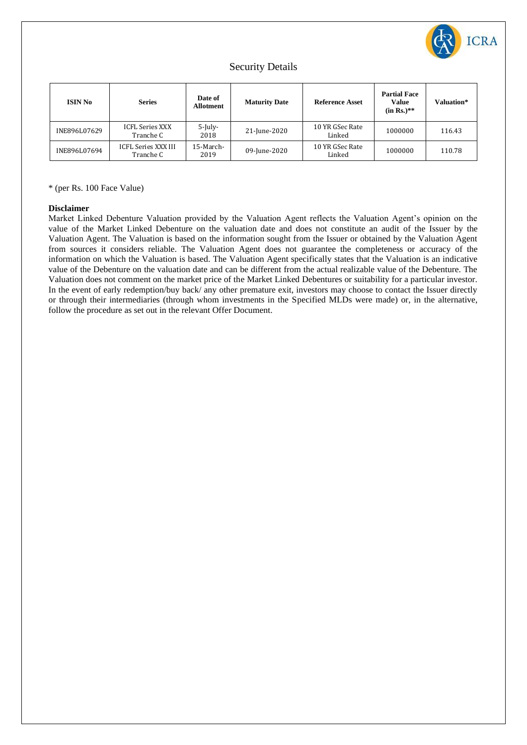## Security Details

| ISIN No | Series | Date of Allotment | Maturity Date | Reference Asset | Partial Face Value (in Rs.)** | Valuation* |
|---|---|---|---|---|---|---|
| INE896L07629 | ICFL Series XXX Tranche C | 5-July-2018 | 21-June-2020 | 10 YR GSec Rate Linked | 1000000 | 116.43 |
| INE896L07694 | ICFL Series XXX III Tranche C | 15-March-2019 | 09-June-2020 | 10 YR GSec Rate Linked | 1000000 | 110.78 |

* (per Rs. 100 Face Value)

**Disclaimer**

Market Linked Debenture Valuation provided by the Valuation Agent reflects the Valuation Agent's opinion on the value of the Market Linked Debenture on the valuation date and does not constitute an audit of the Issuer by the Valuation Agent. The Valuation is based on the information sought from the Issuer or obtained by the Valuation Agent from sources it considers reliable. The Valuation Agent does not guarantee the completeness or accuracy of the information on which the Valuation is based. The Valuation Agent specifically states that the Valuation is an indicative value of the Debenture on the valuation date and can be different from the actual realizable value of the Debenture. The Valuation does not comment on the market price of the Market Linked Debentures or suitability for a particular investor. In the event of early redemption/buy back/ any other premature exit, investors may choose to contact the Issuer directly or through their intermediaries (through whom investments in the Specified MLDs were made) or, in the alternative, follow the procedure as set out in the relevant Offer Document.